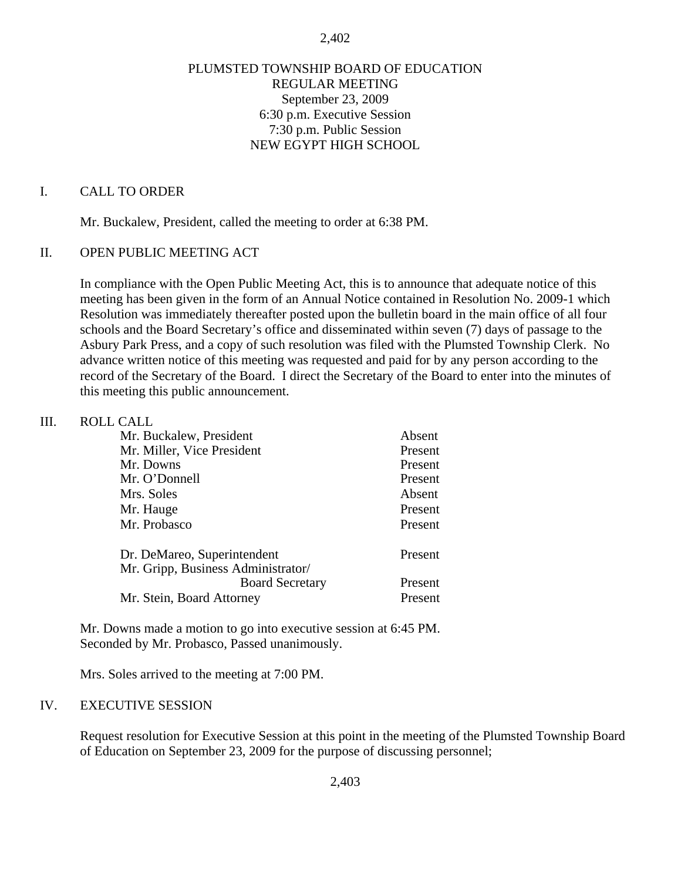# PLUMSTED TOWNSHIP BOARD OF EDUCATION
## REGULAR MEETING
September 23, 2009
6:30 p.m. Executive Session
7:30 p.m. Public Session
NEW EGYPT HIGH SCHOOL

## I. CALL TO ORDER

Mr. Buckalew, President, called the meeting to order at 6:38 PM.

## II. OPEN PUBLIC MEETING ACT

In compliance with the Open Public Meeting Act, this is to announce that adequate notice of this meeting has been given in the form of an Annual Notice contained in Resolution No. 2009-1 which Resolution was immediately thereafter posted upon the bulletin board in the main office of all four schools and the Board Secretary's office and disseminated within seven (7) days of passage to the Asbury Park Press, and a copy of such resolution was filed with the Plumsted Township Clerk. No advance written notice of this meeting was requested and paid for by any person according to the record of the Secretary of the Board. I direct the Secretary of the Board to enter into the minutes of this meeting this public announcement.

## III. ROLL CALL

| | |
|---|---|
| Mr. Buckalew, President | Absent |
| Mr. Miller, Vice President | Present |
| Mr. Downs | Present |
| Mr. O'Donnell | Present |
| Mrs. Soles | Absent |
| Mr. Hauge | Present |
| Mr. Probasco | Present |
| | |
| Dr. DeMareo, Superintendent | Present |
| Mr. Gripp, Business Administrator/ Board Secretary | Present |
| Mr. Stein, Board Attorney | Present |

Mr. Downs made a motion to go into executive session at 6:45 PM. Seconded by Mr. Probasco, Passed unanimously.

Mrs. Soles arrived to the meeting at 7:00 PM.

## IV. EXECUTIVE SESSION

Request resolution for Executive Session at this point in the meeting of the Plumsted Township Board of Education on September 23, 2009 for the purpose of discussing personnel;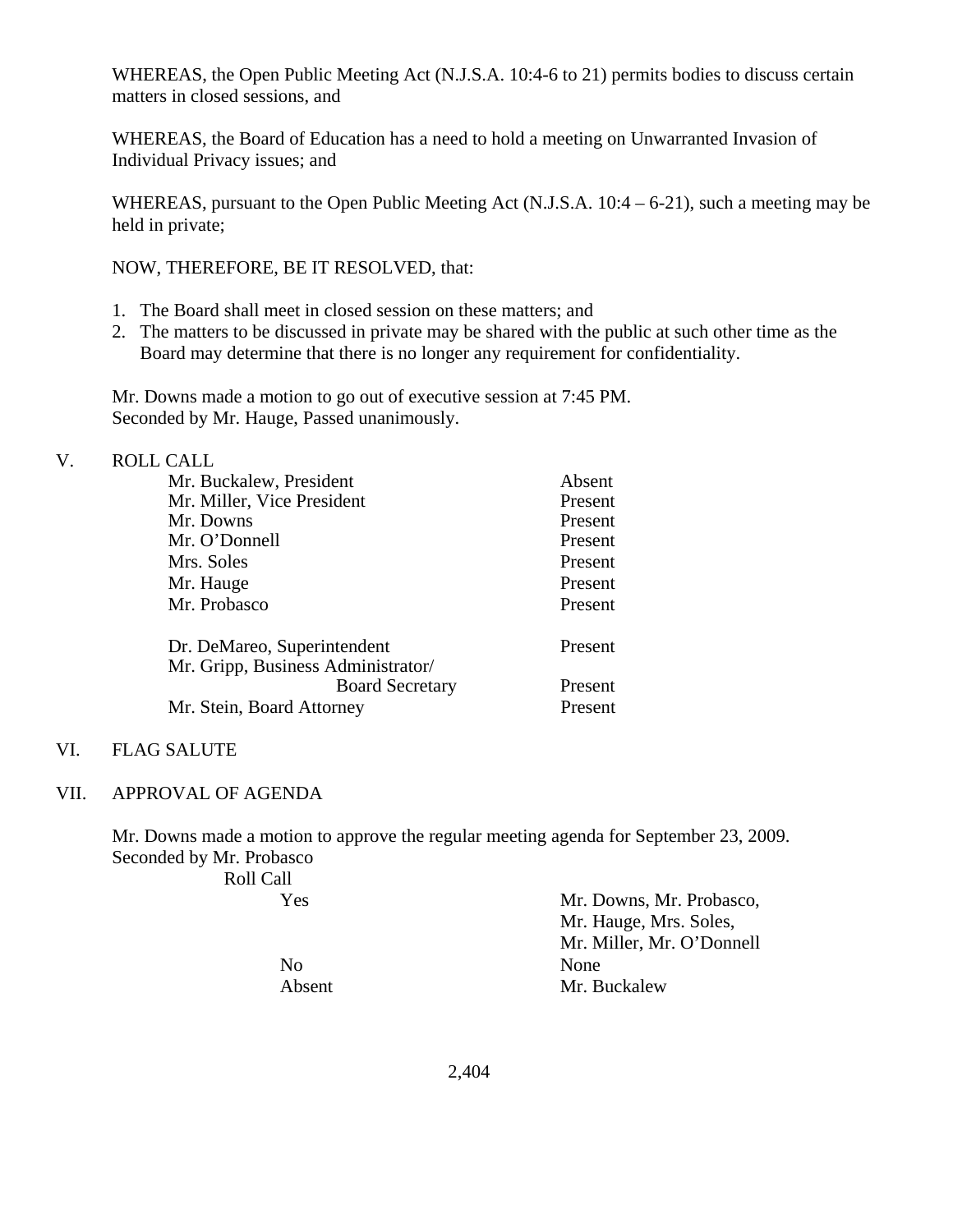WHEREAS, the Open Public Meeting Act (N.J.S.A. 10:4-6 to 21) permits bodies to discuss certain matters in closed sessions, and

WHEREAS, the Board of Education has a need to hold a meeting on Unwarranted Invasion of Individual Privacy issues; and

WHEREAS, pursuant to the Open Public Meeting Act (N.J.S.A. 10:4 – 6-21), such a meeting may be held in private;

NOW, THEREFORE, BE IT RESOLVED, that:

1. The Board shall meet in closed session on these matters; and
2. The matters to be discussed in private may be shared with the public at such other time as the Board may determine that there is no longer any requirement for confidentiality.

Mr. Downs made a motion to go out of executive session at 7:45 PM.
Seconded by Mr. Hauge, Passed unanimously.

## V. ROLL CALL

| | |
|---|---|
| Mr. Buckalew, President | Absent |
| Mr. Miller, Vice President | Present |
| Mr. Downs | Present |
| Mr. O'Donnell | Present |
| Mrs. Soles | Present |
| Mr. Hauge | Present |
| Mr. Probasco | Present |
| | |
| Dr. DeMareo, Superintendent | Present |
| Mr. Gripp, Business Administrator/ Board Secretary | Present |
| Mr. Stein, Board Attorney | Present |

## VI. FLAG SALUTE

## VII. APPROVAL OF AGENDA

Mr. Downs made a motion to approve the regular meeting agenda for September 23, 2009.
Seconded by Mr. Probasco

Roll Call

| | |
|---|---|
| Yes | Mr. Downs, Mr. Probasco, Mr. Hauge, Mrs. Soles, Mr. Miller, Mr. O'Donnell |
| No | None |
| Absent | Mr. Buckalew |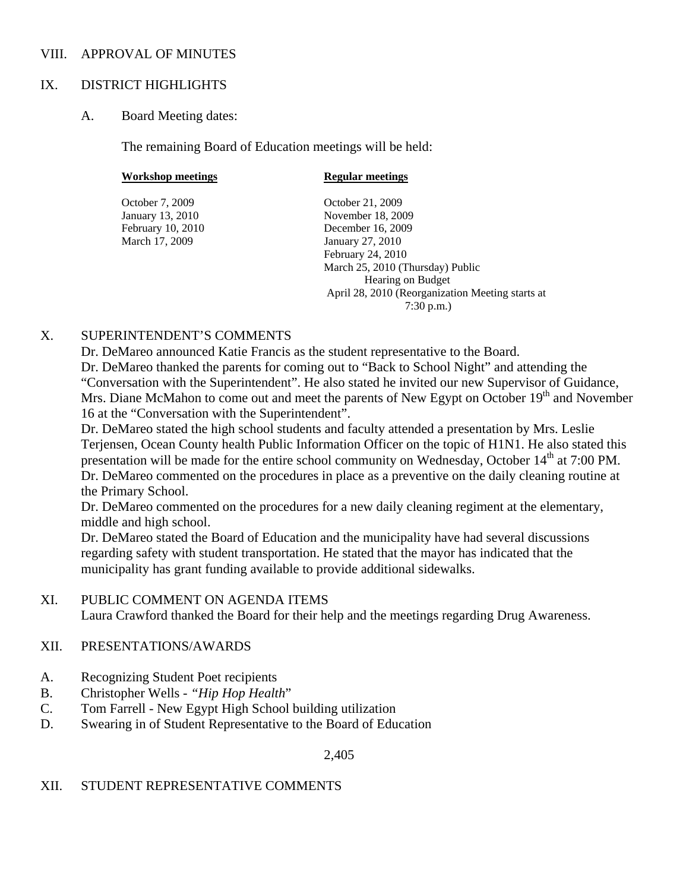VIII. APPROVAL OF MINUTES

IX. DISTRICT HIGHLIGHTS

A. Board Meeting dates:

The remaining Board of Education meetings will be held:

| **Workshop meetings** | **Regular meetings** |
|---|---|
| October 7, 2009 | October 21, 2009 |
| January 13, 2010 | November 18, 2009 |
| February 10, 2010 | December 16, 2009 |
| March 17, 2009 | January 27, 2010 |
| | February 24, 2010 |
| | March 25, 2010 (Thursday) Public Hearing on Budget |
| | April 28, 2010 (Reorganization Meeting starts at 7:30 p.m.) |

X. SUPERINTENDENT'S COMMENTS

Dr. DeMareo announced Katie Francis as the student representative to the Board.
Dr. DeMareo thanked the parents for coming out to "Back to School Night" and attending the "Conversation with the Superintendent". He also stated he invited our new Supervisor of Guidance, Mrs. Diane McMahon to come out and meet the parents of New Egypt on October 19th and November 16 at the "Conversation with the Superintendent".
Dr. DeMareo stated the high school students and faculty attended a presentation by Mrs. Leslie Terjensen, Ocean County health Public Information Officer on the topic of H1N1. He also stated this presentation will be made for the entire school community on Wednesday, October 14th at 7:00 PM.
Dr. DeMareo commented on the procedures in place as a preventive on the daily cleaning routine at the Primary School.
Dr. DeMareo commented on the procedures for a new daily cleaning regiment at the elementary, middle and high school.
Dr. DeMareo stated the Board of Education and the municipality have had several discussions regarding safety with student transportation. He stated that the mayor has indicated that the municipality has grant funding available to provide additional sidewalks.

XI. PUBLIC COMMENT ON AGENDA ITEMS

Laura Crawford thanked the Board for their help and the meetings regarding Drug Awareness.

XII. PRESENTATIONS/AWARDS

A. Recognizing Student Poet recipients
B. Christopher Wells - "*Hip Hop Health*"
C. Tom Farrell - New Egypt High School building utilization
D. Swearing in of Student Representative to the Board of Education

XII. STUDENT REPRESENTATIVE COMMENTS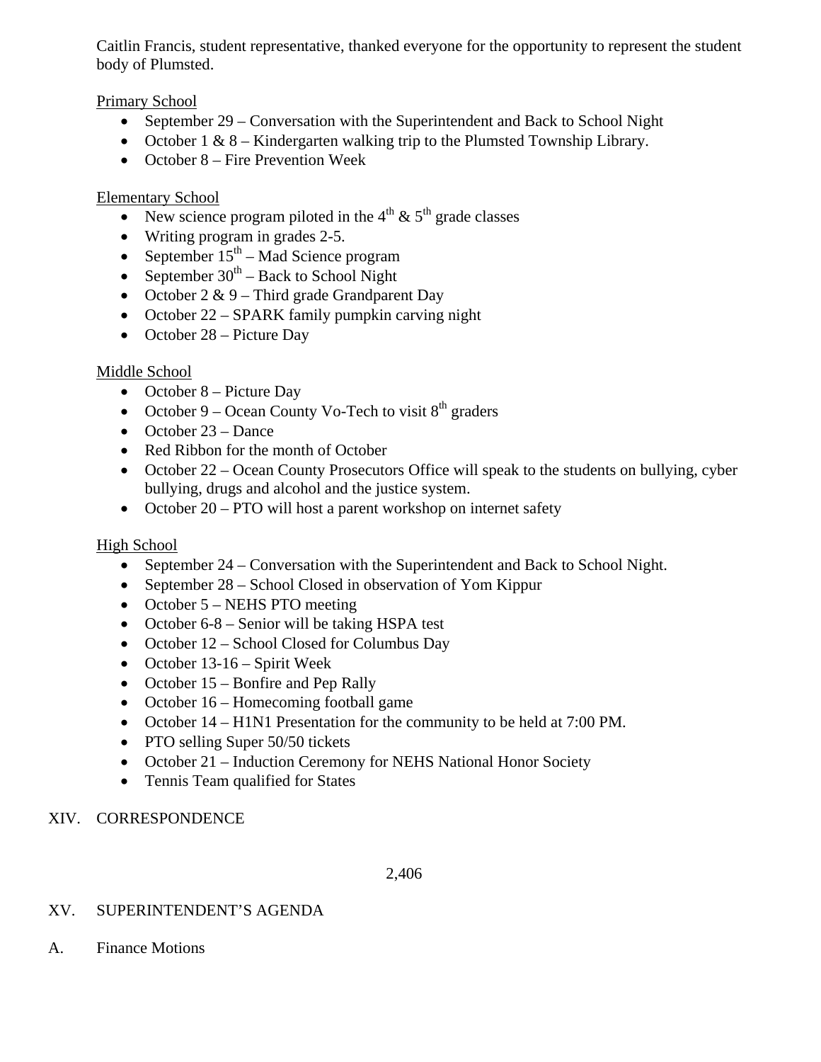Caitlin Francis, student representative, thanked everyone for the opportunity to represent the student body of Plumsted.

Primary School

- September 29 – Conversation with the Superintendent and Back to School Night
- October 1 & 8 – Kindergarten walking trip to the Plumsted Township Library.
- October 8 – Fire Prevention Week

Elementary School

- New science program piloted in the $4^{th}$ & $5^{th}$ grade classes
- Writing program in grades 2-5.
- September $15^{th}$ – Mad Science program
- September $30^{th}$ – Back to School Night
- October 2 & 9 – Third grade Grandparent Day
- October 22 – SPARK family pumpkin carving night
- October 28 – Picture Day

Middle School

- October 8 – Picture Day
- October 9 – Ocean County Vo-Tech to visit $8^{th}$ graders
- October 23 – Dance
- Red Ribbon for the month of October
- October 22 – Ocean County Prosecutors Office will speak to the students on bullying, cyber bullying, drugs and alcohol and the justice system.
- October 20 – PTO will host a parent workshop on internet safety

High School

- September 24 – Conversation with the Superintendent and Back to School Night.
- September 28 – School Closed in observation of Yom Kippur
- October 5 – NEHS PTO meeting
- October 6-8 – Senior will be taking HSPA test
- October 12 – School Closed for Columbus Day
- October 13-16 – Spirit Week
- October 15 – Bonfire and Pep Rally
- October 16 – Homecoming football game
- October 14 – H1N1 Presentation for the community to be held at 7:00 PM.
- PTO selling Super 50/50 tickets
- October 21 – Induction Ceremony for NEHS National Honor Society
- Tennis Team qualified for States

XIV. CORRESPONDENCE

XV. SUPERINTENDENT'S AGENDA

A. Finance Motions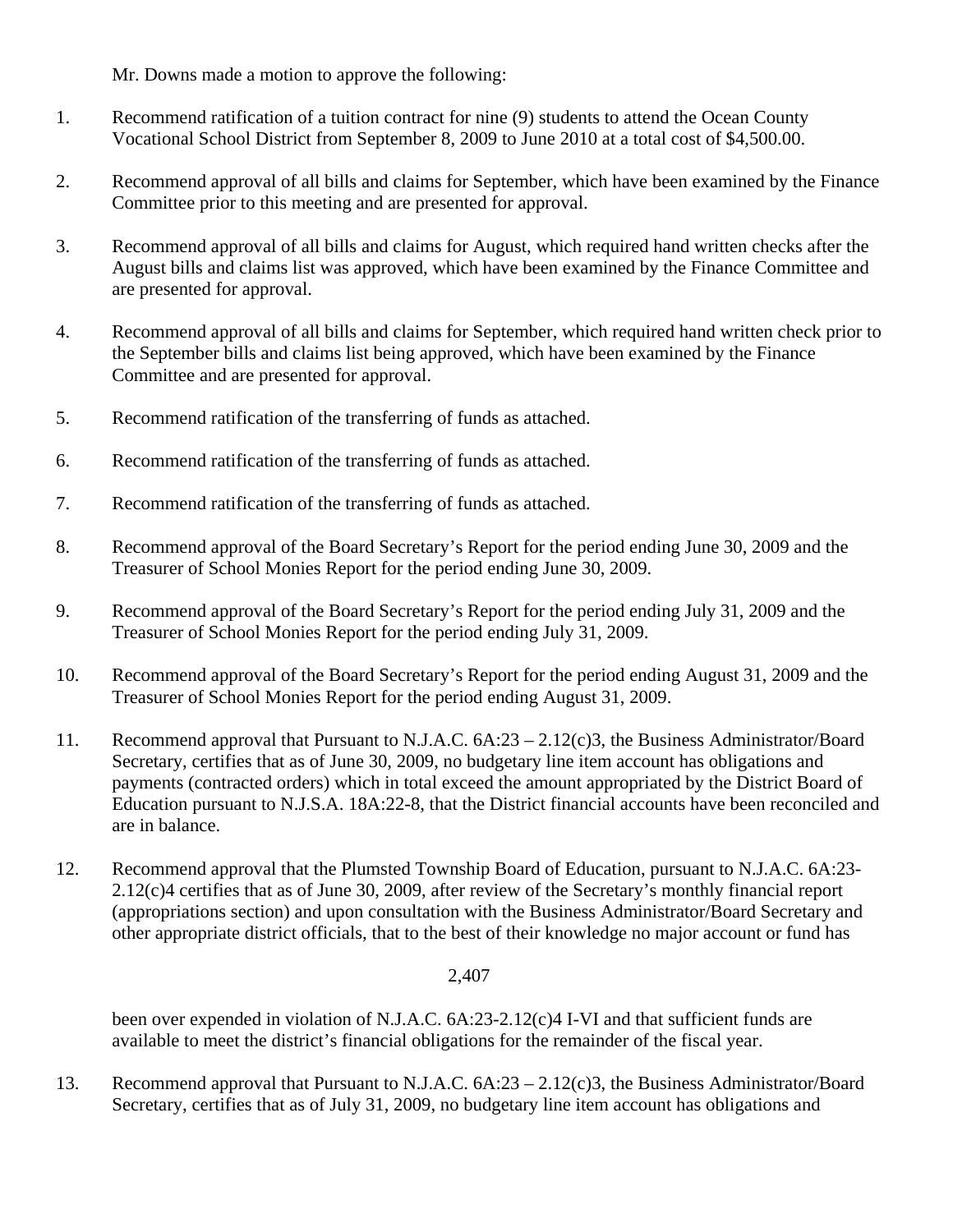Mr. Downs made a motion to approve the following:

1. Recommend ratification of a tuition contract for nine (9) students to attend the Ocean County Vocational School District from September 8, 2009 to June 2010 at a total cost of $4,500.00.

2. Recommend approval of all bills and claims for September, which have been examined by the Finance Committee prior to this meeting and are presented for approval.

3. Recommend approval of all bills and claims for August, which required hand written checks after the August bills and claims list was approved, which have been examined by the Finance Committee and are presented for approval.

4. Recommend approval of all bills and claims for September, which required hand written check prior to the September bills and claims list being approved, which have been examined by the Finance Committee and are presented for approval.

5. Recommend ratification of the transferring of funds as attached.

6. Recommend ratification of the transferring of funds as attached.

7. Recommend ratification of the transferring of funds as attached.

8. Recommend approval of the Board Secretary's Report for the period ending June 30, 2009 and the Treasurer of School Monies Report for the period ending June 30, 2009.

9. Recommend approval of the Board Secretary's Report for the period ending July 31, 2009 and the Treasurer of School Monies Report for the period ending July 31, 2009.

10. Recommend approval of the Board Secretary's Report for the period ending August 31, 2009 and the Treasurer of School Monies Report for the period ending August 31, 2009.

11. Recommend approval that Pursuant to N.J.A.C. 6A:23 – 2.12(c)3, the Business Administrator/Board Secretary, certifies that as of June 30, 2009, no budgetary line item account has obligations and payments (contracted orders) which in total exceed the amount appropriated by the District Board of Education pursuant to N.J.S.A. 18A:22-8, that the District financial accounts have been reconciled and are in balance.

12. Recommend approval that the Plumsted Township Board of Education, pursuant to N.J.A.C. 6A:23-2.12(c)4 certifies that as of June 30, 2009, after review of the Secretary's monthly financial report (appropriations section) and upon consultation with the Business Administrator/Board Secretary and other appropriate district officials, that to the best of their knowledge no major account or fund has been over expended in violation of N.J.A.C. 6A:23-2.12(c)4 I-VI and that sufficient funds are available to meet the district's financial obligations for the remainder of the fiscal year.

13. Recommend approval that Pursuant to N.J.A.C. 6A:23 – 2.12(c)3, the Business Administrator/Board Secretary, certifies that as of July 31, 2009, no budgetary line item account has obligations and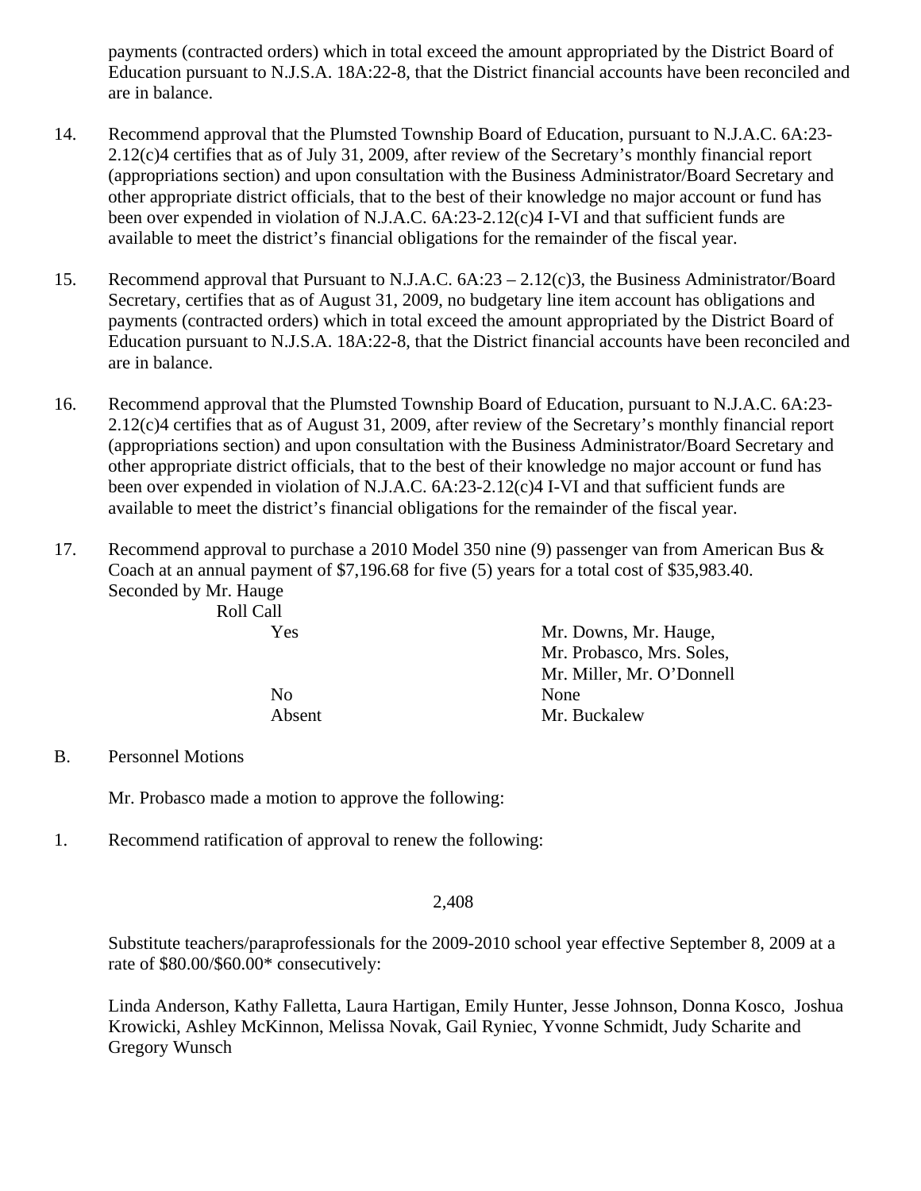payments (contracted orders) which in total exceed the amount appropriated by the District Board of Education pursuant to N.J.S.A. 18A:22-8, that the District financial accounts have been reconciled and are in balance.

14. Recommend approval that the Plumsted Township Board of Education, pursuant to N.J.A.C. 6A:23-2.12(c)4 certifies that as of July 31, 2009, after review of the Secretary's monthly financial report (appropriations section) and upon consultation with the Business Administrator/Board Secretary and other appropriate district officials, that to the best of their knowledge no major account or fund has been over expended in violation of N.J.A.C. 6A:23-2.12(c)4 I-VI and that sufficient funds are available to meet the district's financial obligations for the remainder of the fiscal year.

15. Recommend approval that Pursuant to N.J.A.C. 6A:23 – 2.12(c)3, the Business Administrator/Board Secretary, certifies that as of August 31, 2009, no budgetary line item account has obligations and payments (contracted orders) which in total exceed the amount appropriated by the District Board of Education pursuant to N.J.S.A. 18A:22-8, that the District financial accounts have been reconciled and are in balance.

16. Recommend approval that the Plumsted Township Board of Education, pursuant to N.J.A.C. 6A:23-2.12(c)4 certifies that as of August 31, 2009, after review of the Secretary's monthly financial report (appropriations section) and upon consultation with the Business Administrator/Board Secretary and other appropriate district officials, that to the best of their knowledge no major account or fund has been over expended in violation of N.J.A.C. 6A:23-2.12(c)4 I-VI and that sufficient funds are available to meet the district's financial obligations for the remainder of the fiscal year.

17. Recommend approval to purchase a 2010 Model 350 nine (9) passenger van from American Bus & Coach at an annual payment of $7,196.68 for five (5) years for a total cost of $35,983.40.

Seconded by Mr. Hauge

Roll Call

| | |
|---|---|
| Yes | Mr. Downs, Mr. Hauge, Mr. Probasco, Mrs. Soles, Mr. Miller, Mr. O'Donnell |
| No | None |
| Absent | Mr. Buckalew |

B. Personnel Motions

Mr. Probasco made a motion to approve the following:

1. Recommend ratification of approval to renew the following:

2,408

Substitute teachers/paraprofessionals for the 2009-2010 school year effective September 8, 2009 at a rate of $80.00/$60.00* consecutively:

Linda Anderson, Kathy Falletta, Laura Hartigan, Emily Hunter, Jesse Johnson, Donna Kosco, Joshua Krowicki, Ashley McKinnon, Melissa Novak, Gail Ryniec, Yvonne Schmidt, Judy Scharite and Gregory Wunsch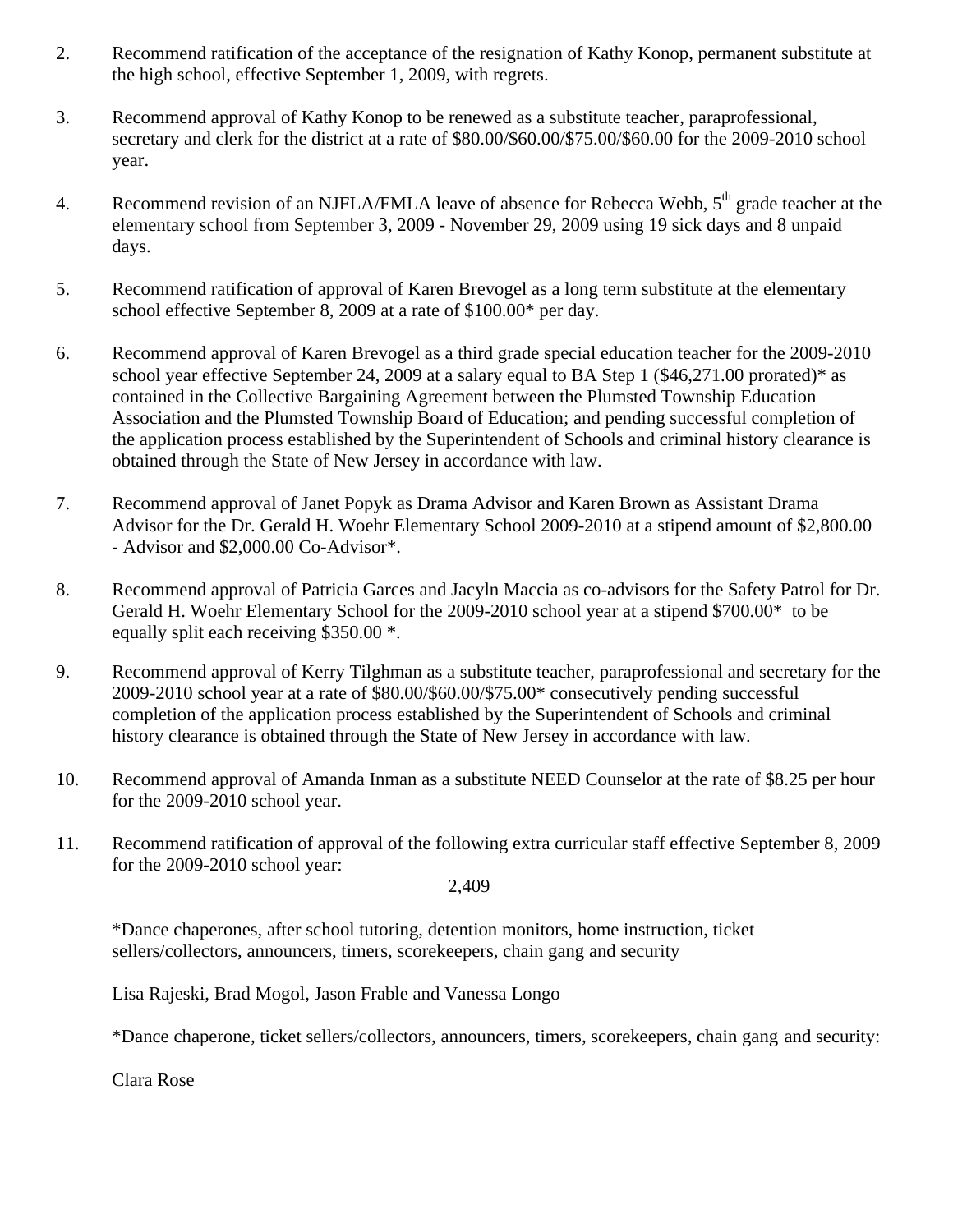2. Recommend ratification of the acceptance of the resignation of Kathy Konop, permanent substitute at the high school, effective September 1, 2009, with regrets.

3. Recommend approval of Kathy Konop to be renewed as a substitute teacher, paraprofessional, secretary and clerk for the district at a rate of $80.00/$60.00/$75.00/$60.00 for the 2009-2010 school year.

4. Recommend revision of an NJFLA/FMLA leave of absence for Rebecca Webb, 5th grade teacher at the elementary school from September 3, 2009 - November 29, 2009 using 19 sick days and 8 unpaid days.

5. Recommend ratification of approval of Karen Brevogel as a long term substitute at the elementary school effective September 8, 2009 at a rate of $100.00* per day.

6. Recommend approval of Karen Brevogel as a third grade special education teacher for the 2009-2010 school year effective September 24, 2009 at a salary equal to BA Step 1 ($46,271.00 prorated)* as contained in the Collective Bargaining Agreement between the Plumsted Township Education Association and the Plumsted Township Board of Education; and pending successful completion of the application process established by the Superintendent of Schools and criminal history clearance is obtained through the State of New Jersey in accordance with law.

7. Recommend approval of Janet Popyk as Drama Advisor and Karen Brown as Assistant Drama Advisor for the Dr. Gerald H. Woehr Elementary School 2009-2010 at a stipend amount of $2,800.00 - Advisor and $2,000.00 Co-Advisor*.

8. Recommend approval of Patricia Garces and Jacyln Maccia as co-advisors for the Safety Patrol for Dr. Gerald H. Woehr Elementary School for the 2009-2010 school year at a stipend $700.00* to be equally split each receiving $350.00 *.

9. Recommend approval of Kerry Tilghman as a substitute teacher, paraprofessional and secretary for the 2009-2010 school year at a rate of $80.00/$60.00/$75.00* consecutively pending successful completion of the application process established by the Superintendent of Schools and criminal history clearance is obtained through the State of New Jersey in accordance with law.

10. Recommend approval of Amanda Inman as a substitute NEED Counselor at the rate of $8.25 per hour for the 2009-2010 school year.

11. Recommend ratification of approval of the following extra curricular staff effective September 8, 2009 for the 2009-2010 school year:

2,409

*Dance chaperones, after school tutoring, detention monitors, home instruction, ticket sellers/collectors, announcers, timers, scorekeepers, chain gang and security

Lisa Rajeski, Brad Mogol, Jason Frable and Vanessa Longo

*Dance chaperone, ticket sellers/collectors, announcers, timers, scorekeepers, chain gang and security:

Clara Rose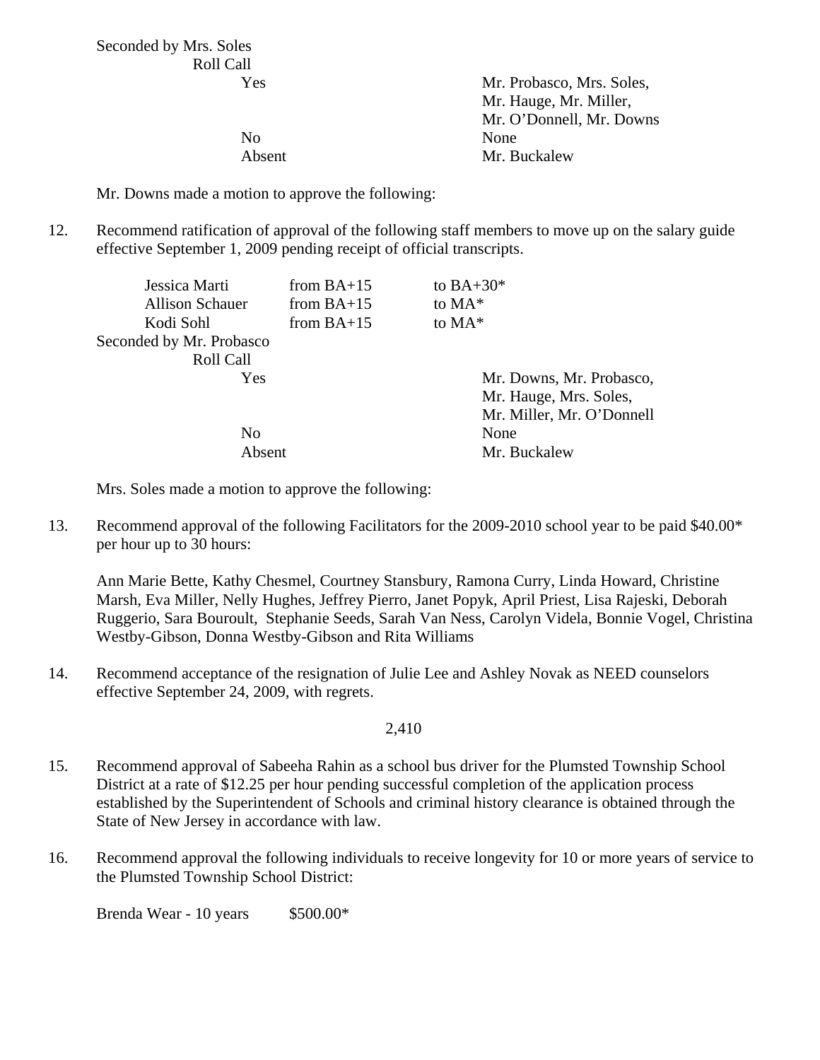Seconded by Mrs. Soles

Roll Call

| | |
|---|---|
| Yes | Mr. Probasco, Mrs. Soles, Mr. Hauge, Mr. Miller, Mr. O’Donnell, Mr. Downs |
| No | None |
| Absent | Mr. Buckalew |

Mr. Downs made a motion to approve the following:

12. Recommend ratification of approval of the following staff members to move up on the salary guide effective September 1, 2009 pending receipt of official transcripts.

| | | |
|---|---|---|
| Jessica Marti | from BA+15 | to BA+30* |
| Allison Schauer | from BA+15 | to MA* |
| Kodi Sohl | from BA+15 | to MA* |

Seconded by Mr. Probasco

Roll Call

| | |
|---|---|
| Yes | Mr. Downs, Mr. Probasco, Mr. Hauge, Mrs. Soles, Mr. Miller, Mr. O’Donnell |
| No | None |
| Absent | Mr. Buckalew |

Mrs. Soles made a motion to approve the following:

13. Recommend approval of the following Facilitators for the 2009-2010 school year to be paid $40.00* per hour up to 30 hours:

    Ann Marie Bette, Kathy Chesmel, Courtney Stansbury, Ramona Curry, Linda Howard, Christine Marsh, Eva Miller, Nelly Hughes, Jeffrey Pierro, Janet Popyk, April Priest, Lisa Rajeski, Deborah Ruggerio, Sara Bouroult, Stephanie Seeds, Sarah Van Ness, Carolyn Videla, Bonnie Vogel, Christina Westby-Gibson, Donna Westby-Gibson and Rita Williams

14. Recommend acceptance of the resignation of Julie Lee and Ashley Novak as NEED counselors effective September 24, 2009, with regrets.

2,410

15. Recommend approval of Sabeeha Rahin as a school bus driver for the Plumsted Township School District at a rate of $12.25 per hour pending successful completion of the application process established by the Superintendent of Schools and criminal history clearance is obtained through the State of New Jersey in accordance with law.

16. Recommend approval the following individuals to receive longevity for 10 or more years of service to the Plumsted Township School District:

    Brenda Wear - 10 years $500.00*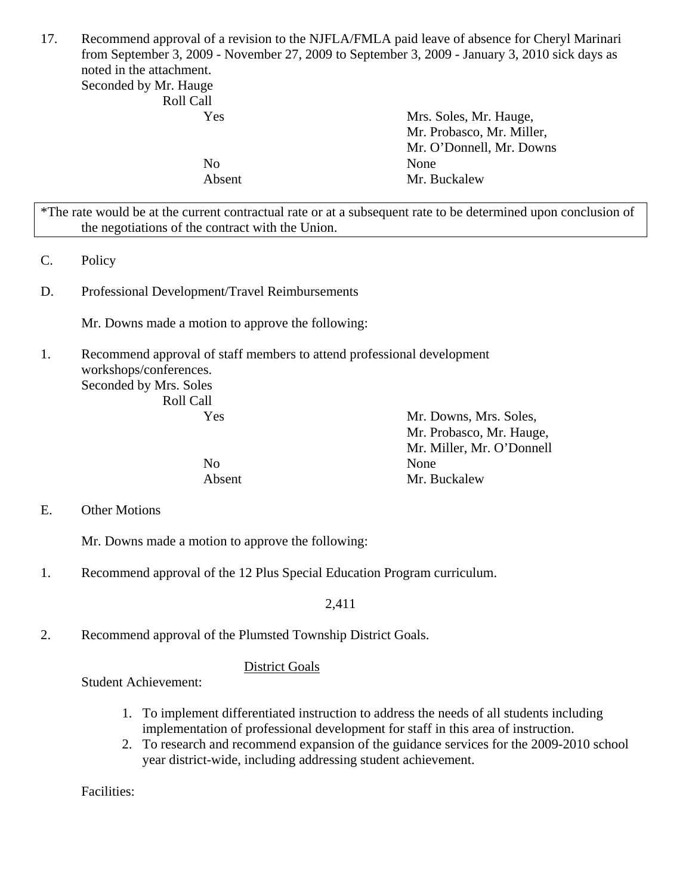17. Recommend approval of a revision to the NJFLA/FMLA paid leave of absence for Cheryl Marinari from September 3, 2009 - November 27, 2009 to September 3, 2009 - January 3, 2010 sick days as noted in the attachment.
Seconded by Mr. Hauge
Roll Call

| | |
|---|---|
| Yes | Mrs. Soles, Mr. Hauge, Mr. Probasco, Mr. Miller, Mr. O'Donnell, Mr. Downs |
| No | None |
| Absent | Mr. Buckalew |

*The rate would be at the current contractual rate or at a subsequent rate to be determined upon conclusion of the negotiations of the contract with the Union.

C. Policy

D. Professional Development/Travel Reimbursements

Mr. Downs made a motion to approve the following:

1. Recommend approval of staff members to attend professional development workshops/conferences.
Seconded by Mrs. Soles
Roll Call

| | |
|---|---|
| Yes | Mr. Downs, Mrs. Soles, Mr. Probasco, Mr. Hauge, Mr. Miller, Mr. O'Donnell |
| No | None |
| Absent | Mr. Buckalew |

E. Other Motions

Mr. Downs made a motion to approve the following:

1. Recommend approval of the 12 Plus Special Education Program curriculum.

2,411

2. Recommend approval of the Plumsted Township District Goals.

District Goals

Student Achievement:

1. To implement differentiated instruction to address the needs of all students including implementation of professional development for staff in this area of instruction.
2. To research and recommend expansion of the guidance services for the 2009-2010 school year district-wide, including addressing student achievement.

Facilities: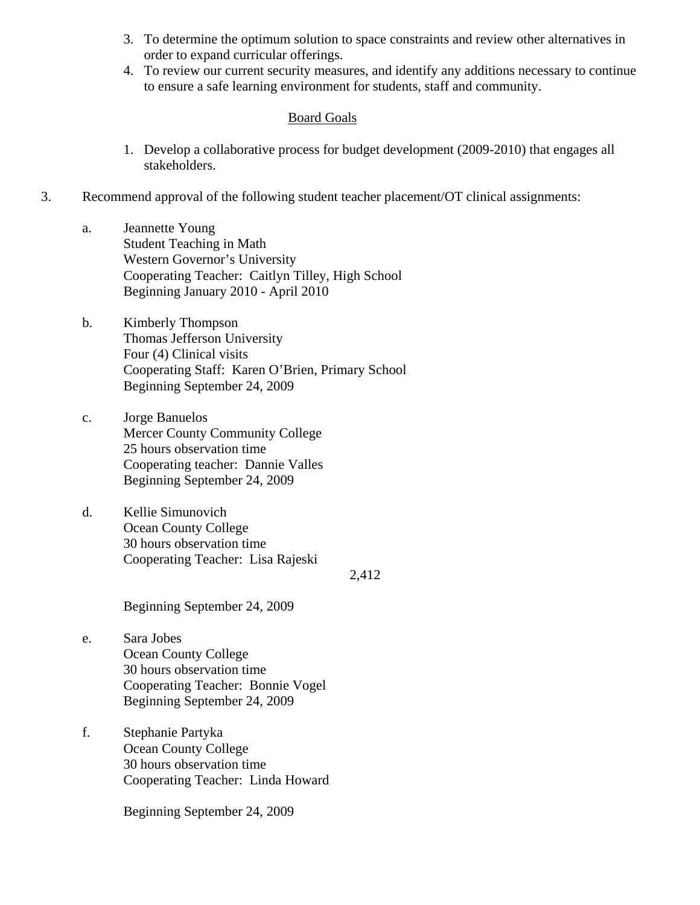3. To determine the optimum solution to space constraints and review other alternatives in order to expand curricular offerings.
4. To review our current security measures, and identify any additions necessary to continue to ensure a safe learning environment for students, staff and community.

<u>Board Goals</u>

1. Develop a collaborative process for budget development (2009-2010) that engages all stakeholders.

3. Recommend approval of the following student teacher placement/OT clinical assignments:

   a. Jeannette Young
      Student Teaching in Math
      Western Governor's University
      Cooperating Teacher: Caitlyn Tilley, High School
      Beginning January 2010 - April 2010

   b. Kimberly Thompson
      Thomas Jefferson University
      Four (4) Clinical visits
      Cooperating Staff: Karen O'Brien, Primary School
      Beginning September 24, 2009

   c. Jorge Banuelos
      Mercer County Community College
      25 hours observation time
      Cooperating teacher: Dannie Valles
      Beginning September 24, 2009

   d. Kellie Simunovich
      Ocean County College
      30 hours observation time
      Cooperating Teacher: Lisa Rajeski

      2,412

      Beginning September 24, 2009

   e. Sara Jobes
      Ocean County College
      30 hours observation time
      Cooperating Teacher: Bonnie Vogel
      Beginning September 24, 2009

   f. Stephanie Partyka
      Ocean County College
      30 hours observation time
      Cooperating Teacher: Linda Howard

      Beginning September 24, 2009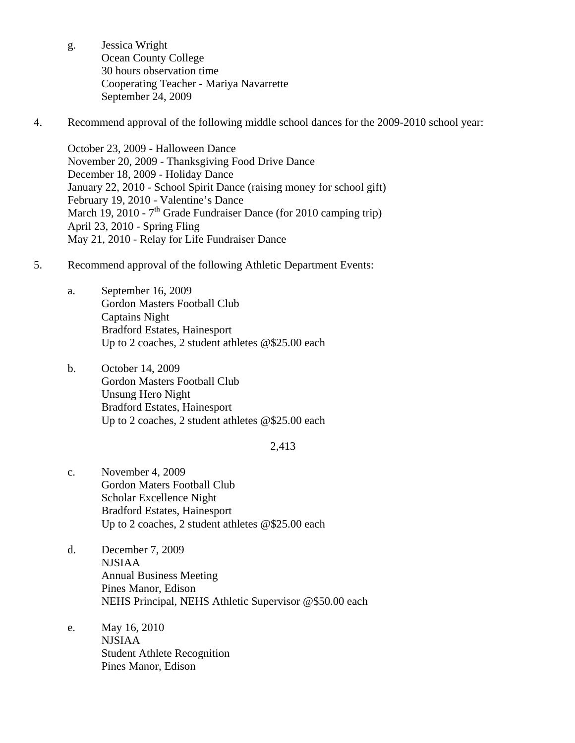g. Jessica Wright
   Ocean County College
   30 hours observation time
   Cooperating Teacher - Mariya Navarrette
   September 24, 2009

4. Recommend approval of the following middle school dances for the 2009-2010 school year:

   October 23, 2009 - Halloween Dance
   November 20, 2009 - Thanksgiving Food Drive Dance
   December 18, 2009 - Holiday Dance
   January 22, 2010 - School Spirit Dance (raising money for school gift)
   February 19, 2010 - Valentine's Dance
   March 19, 2010 - 7th Grade Fundraiser Dance (for 2010 camping trip)
   April 23, 2010 - Spring Fling
   May 21, 2010 - Relay for Life Fundraiser Dance

5. Recommend approval of the following Athletic Department Events:

   a. September 16, 2009
      Gordon Masters Football Club
      Captains Night
      Bradford Estates, Hainesport
      Up to 2 coaches, 2 student athletes @$25.00 each

   b. October 14, 2009
      Gordon Masters Football Club
      Unsung Hero Night
      Bradford Estates, Hainesport
      Up to 2 coaches, 2 student athletes @$25.00 each

   c. November 4, 2009
      Gordon Maters Football Club
      Scholar Excellence Night
      Bradford Estates, Hainesport
      Up to 2 coaches, 2 student athletes @$25.00 each

   d. December 7, 2009
      NJSIAA
      Annual Business Meeting
      Pines Manor, Edison
      NEHS Principal, NEHS Athletic Supervisor @$50.00 each

   e. May 16, 2010
      NJSIAA
      Student Athlete Recognition
      Pines Manor, Edison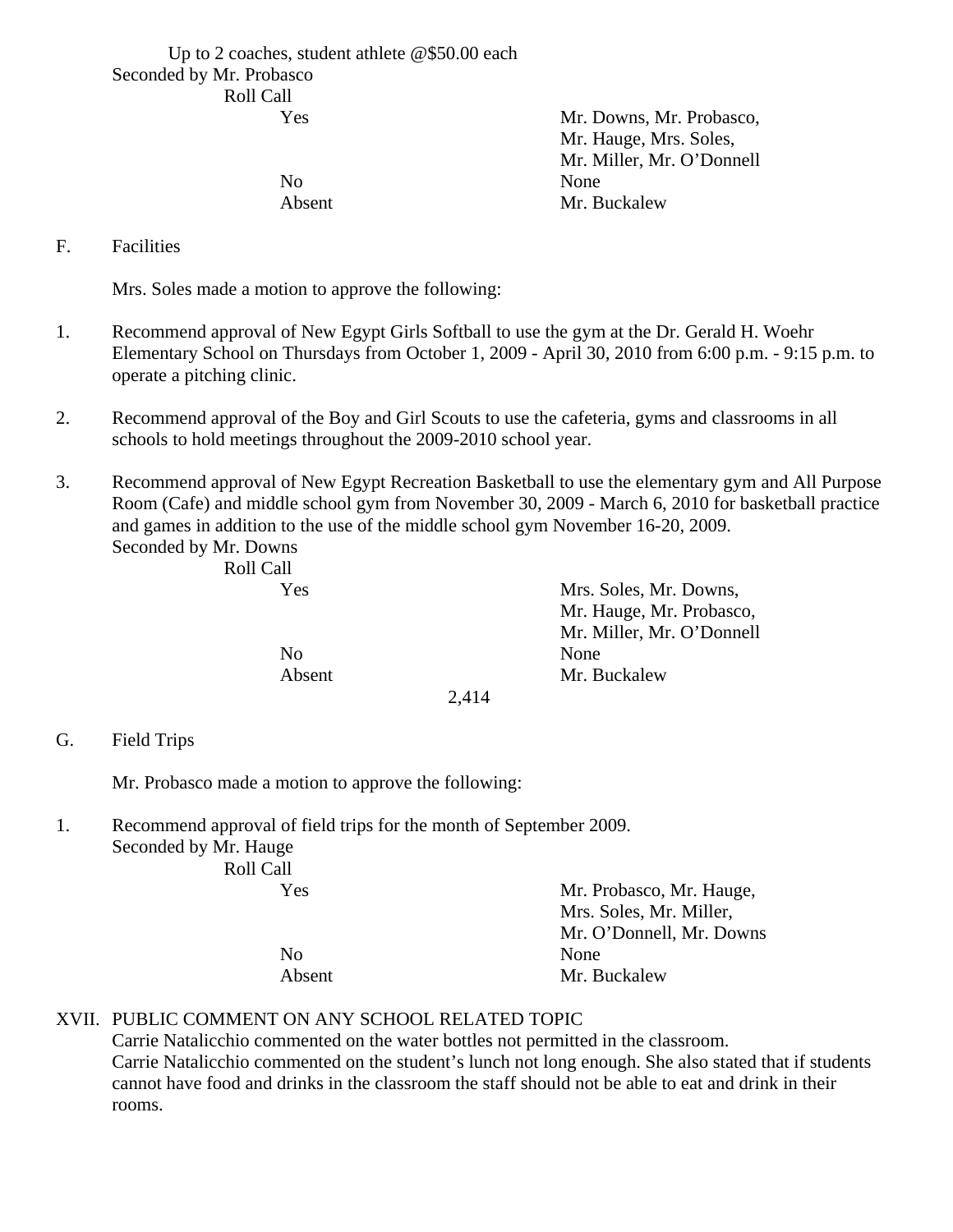Up to 2 coaches, student athlete @$50.00 each

Seconded by Mr. Probasco

Roll Call

| | |
|---|---|
| Yes | Mr. Downs, Mr. Probasco, Mr. Hauge, Mrs. Soles, Mr. Miller, Mr. O'Donnell |
| No | None |
| Absent | Mr. Buckalew |

F. Facilities

Mrs. Soles made a motion to approve the following:

1. Recommend approval of New Egypt Girls Softball to use the gym at the Dr. Gerald H. Woehr Elementary School on Thursdays from October 1, 2009 - April 30, 2010 from 6:00 p.m. - 9:15 p.m. to operate a pitching clinic.

2. Recommend approval of the Boy and Girl Scouts to use the cafeteria, gyms and classrooms in all schools to hold meetings throughout the 2009-2010 school year.

3. Recommend approval of New Egypt Recreation Basketball to use the elementary gym and All Purpose Room (Cafe) and middle school gym from November 30, 2009 - March 6, 2010 for basketball practice and games in addition to the use of the middle school gym November 16-20, 2009.

Seconded by Mr. Downs

Roll Call

| | |
|---|---|
| Yes | Mrs. Soles, Mr. Downs, Mr. Hauge, Mr. Probasco, Mr. Miller, Mr. O'Donnell |
| No | None |
| Absent | Mr. Buckalew |

2,414

G. Field Trips

Mr. Probasco made a motion to approve the following:

1. Recommend approval of field trips for the month of September 2009.

Seconded by Mr. Hauge

Roll Call

| | |
|---|---|
| Yes | Mr. Probasco, Mr. Hauge, Mrs. Soles, Mr. Miller, Mr. O'Donnell, Mr. Downs |
| No | None |
| Absent | Mr. Buckalew |

XVII. PUBLIC COMMENT ON ANY SCHOOL RELATED TOPIC

Carrie Natalicchio commented on the water bottles not permitted in the classroom.
Carrie Natalicchio commented on the student's lunch not long enough. She also stated that if students cannot have food and drinks in the classroom the staff should not be able to eat and drink in their rooms.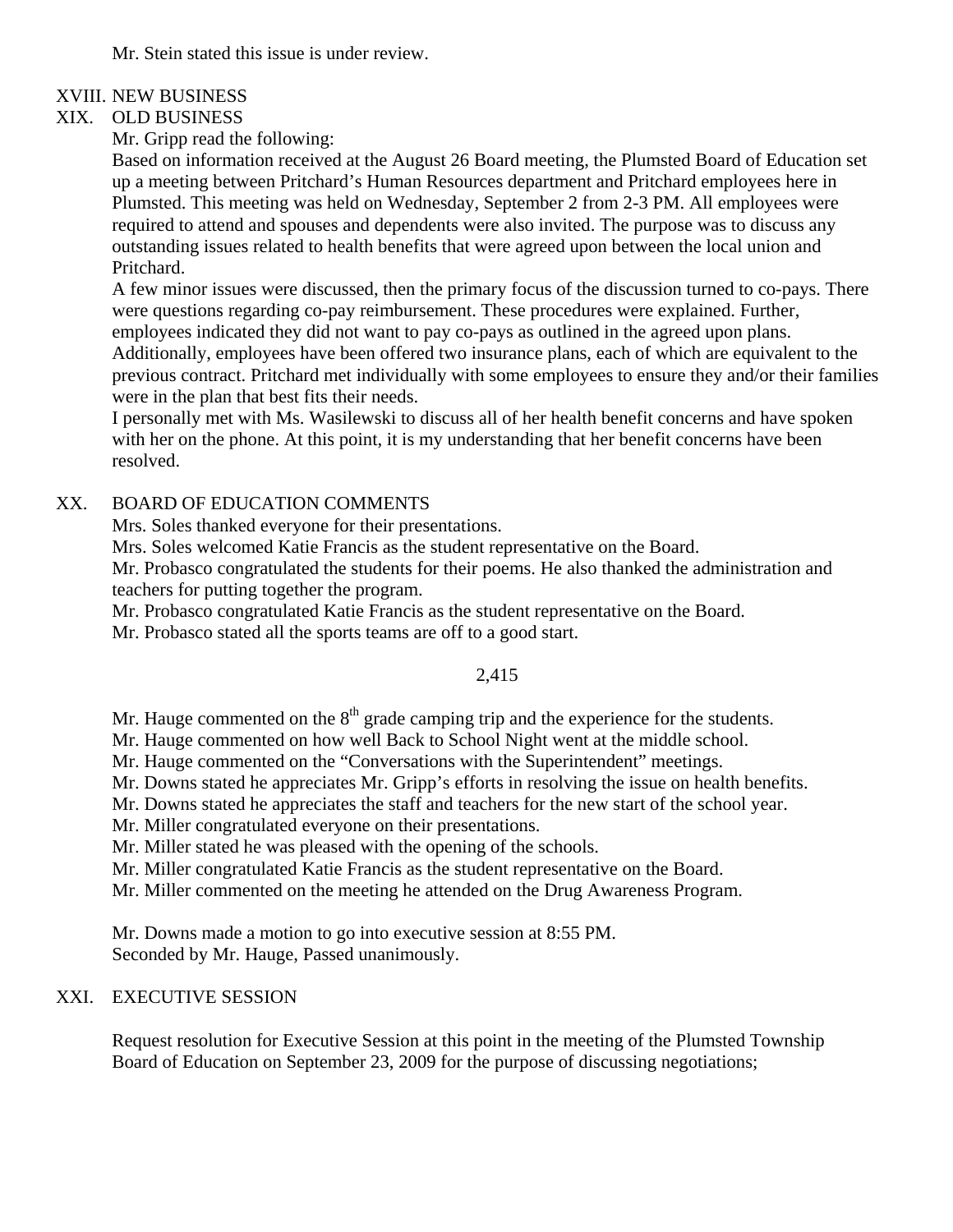Mr. Stein stated this issue is under review.

## XVIII. NEW BUSINESS

## XIX. OLD BUSINESS

Mr. Gripp read the following:

Based on information received at the August 26 Board meeting, the Plumsted Board of Education set up a meeting between Pritchard's Human Resources department and Pritchard employees here in Plumsted. This meeting was held on Wednesday, September 2 from 2-3 PM. All employees were required to attend and spouses and dependents were also invited. The purpose was to discuss any outstanding issues related to health benefits that were agreed upon between the local union and Pritchard.

A few minor issues were discussed, then the primary focus of the discussion turned to co-pays. There were questions regarding co-pay reimbursement. These procedures were explained. Further, employees indicated they did not want to pay co-pays as outlined in the agreed upon plans. Additionally, employees have been offered two insurance plans, each of which are equivalent to the previous contract. Pritchard met individually with some employees to ensure they and/or their families were in the plan that best fits their needs.

I personally met with Ms. Wasilewski to discuss all of her health benefit concerns and have spoken with her on the phone. At this point, it is my understanding that her benefit concerns have been resolved.

## XX. BOARD OF EDUCATION COMMENTS

Mrs. Soles thanked everyone for their presentations.

Mrs. Soles welcomed Katie Francis as the student representative on the Board.

Mr. Probasco congratulated the students for their poems. He also thanked the administration and teachers for putting together the program.

Mr. Probasco congratulated Katie Francis as the student representative on the Board.

Mr. Probasco stated all the sports teams are off to a good start.

Mr. Hauge commented on the 8th grade camping trip and the experience for the students.

Mr. Hauge commented on how well Back to School Night went at the middle school.

Mr. Hauge commented on the "Conversations with the Superintendent" meetings.

Mr. Downs stated he appreciates Mr. Gripp's efforts in resolving the issue on health benefits.

Mr. Downs stated he appreciates the staff and teachers for the new start of the school year.

Mr. Miller congratulated everyone on their presentations.

Mr. Miller stated he was pleased with the opening of the schools.

Mr. Miller congratulated Katie Francis as the student representative on the Board.

Mr. Miller commented on the meeting he attended on the Drug Awareness Program.

Mr. Downs made a motion to go into executive session at 8:55 PM.
Seconded by Mr. Hauge, Passed unanimously.

## XXI. EXECUTIVE SESSION

Request resolution for Executive Session at this point in the meeting of the Plumsted Township Board of Education on September 23, 2009 for the purpose of discussing negotiations;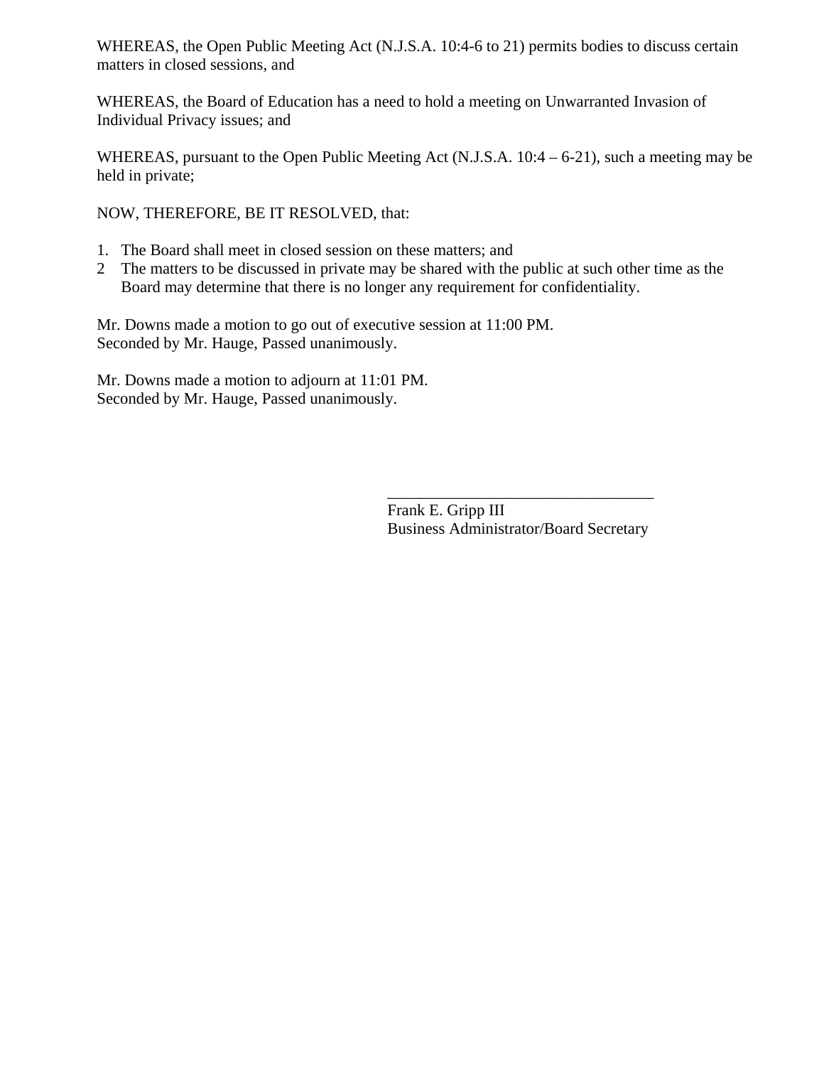WHEREAS, the Open Public Meeting Act (N.J.S.A. 10:4-6 to 21) permits bodies to discuss certain matters in closed sessions, and

WHEREAS, the Board of Education has a need to hold a meeting on Unwarranted Invasion of Individual Privacy issues; and

WHEREAS, pursuant to the Open Public Meeting Act (N.J.S.A. 10:4 – 6-21), such a meeting may be held in private;

NOW, THEREFORE, BE IT RESOLVED, that:

1. The Board shall meet in closed session on these matters; and
2 The matters to be discussed in private may be shared with the public at such other time as the Board may determine that there is no longer any requirement for confidentiality.

Mr. Downs made a motion to go out of executive session at 11:00 PM.
Seconded by Mr. Hauge, Passed unanimously.

Mr. Downs made a motion to adjourn at 11:01 PM.
Seconded by Mr. Hauge, Passed unanimously.

\_\_\_\_\_\_\_\_\_\_\_\_\_\_\_\_\_\_\_\_\_\_\_\_\_\_\_\_\_\_\_\_\_\_
Frank E. Gripp III
Business Administrator/Board Secretary